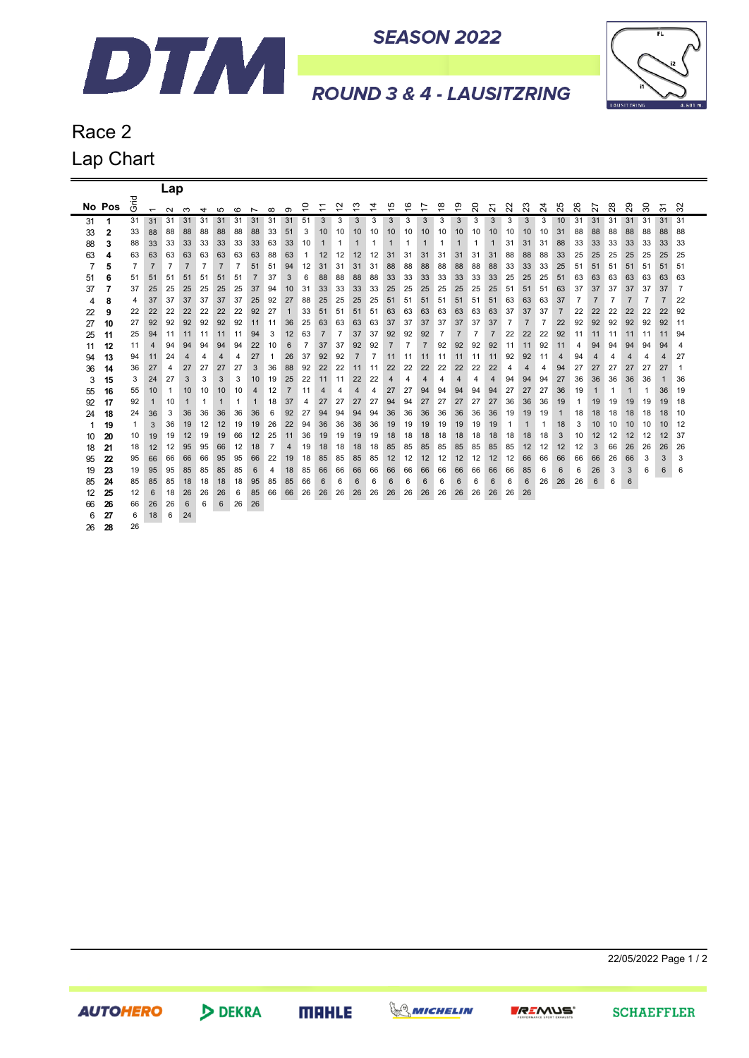# DTM

**SEASON 2022**

**ROUND 3 & 4 - LAUSITZRING**

## Race 2

## Lap Chart

| No | Pos | Grid | 1 | 2 | 3 | 4 | 5 | 6 | 7 | 8 | 9 | 10 | 11 | 12 | 13 | 14 | 15 | 16 | 17 | 18 | 19 | 20 | 21 | 22 | 23 | 24 | 25 | 26 | 27 | 28 | 29 | 30 | 31 | 32 |
|---|---|---|---|---|---|---|---|---|---|---|---|---|---|---|---|---|---|---|---|---|---|---|---|---|---|---|---|---|---|---|---|---|---|---|
| 31 | 1 | 31 | 31 | 31 | 31 | 31 | 31 | 31 | 31 | 31 | 31 | 51 | 3 | 3 | 3 | 3 | 3 | 3 | 3 | 3 | 3 | 3 | 3 | 3 | 3 | 3 | 10 | 31 | 31 | 31 | 31 | 31 | 31 | 31 |
| 33 | 2 | 33 | 88 | 88 | 88 | 88 | 88 | 88 | 88 | 33 | 51 | 3 | 10 | 10 | 10 | 10 | 10 | 10 | 10 | 10 | 10 | 10 | 10 | 10 | 10 | 10 | 31 | 88 | 88 | 88 | 88 | 88 | 88 | 88 |
| 88 | 3 | 88 | 33 | 33 | 33 | 33 | 33 | 33 | 33 | 63 | 33 | 10 | 1 | 1 | 1 | 1 | 1 | 1 | 1 | 1 | 1 | 1 | 1 | 31 | 31 | 31 | 88 | 33 | 33 | 33 | 33 | 33 | 33 | 33 |
| 63 | 4 | 63 | 63 | 63 | 63 | 63 | 63 | 63 | 63 | 88 | 63 | 1 | 12 | 12 | 12 | 12 | 31 | 31 | 31 | 31 | 31 | 31 | 31 | 88 | 88 | 88 | 33 | 25 | 25 | 25 | 25 | 25 | 25 | 25 |
| 7 | 5 | 7 | 7 | 7 | 7 | 7 | 7 | 7 | 51 | 51 | 94 | 12 | 31 | 31 | 31 | 31 | 88 | 88 | 88 | 88 | 88 | 88 | 88 | 33 | 33 | 33 | 25 | 51 | 51 | 51 | 51 | 51 | 51 | 51 |
| 51 | 6 | 51 | 51 | 51 | 51 | 51 | 51 | 51 | 7 | 37 | 3 | 6 | 88 | 88 | 88 | 88 | 33 | 33 | 33 | 33 | 33 | 33 | 33 | 25 | 25 | 25 | 51 | 63 | 63 | 63 | 63 | 63 | 63 | 63 |
| 37 | 7 | 37 | 25 | 25 | 25 | 25 | 25 | 25 | 37 | 94 | 10 | 31 | 33 | 33 | 33 | 33 | 25 | 25 | 25 | 25 | 25 | 25 | 25 | 51 | 51 | 51 | 63 | 37 | 37 | 37 | 37 | 37 | 37 | 7 |
| 4 | 8 | 4 | 37 | 37 | 37 | 37 | 37 | 37 | 25 | 92 | 27 | 88 | 25 | 25 | 25 | 25 | 51 | 51 | 51 | 51 | 51 | 51 | 51 | 63 | 63 | 63 | 37 | 7 | 7 | 7 | 7 | 7 | 7 | 22 |
| 22 | 9 | 22 | 22 | 22 | 22 | 22 | 22 | 22 | 92 | 27 | 1 | 33 | 51 | 51 | 51 | 51 | 63 | 63 | 63 | 63 | 63 | 63 | 63 | 37 | 37 | 37 | 7 | 22 | 22 | 22 | 22 | 22 | 22 | 92 |
| 27 | 10 | 27 | 92 | 92 | 92 | 92 | 92 | 92 | 11 | 11 | 36 | 25 | 63 | 63 | 63 | 63 | 37 | 37 | 37 | 37 | 37 | 37 | 37 | 7 | 7 | 7 | 22 | 92 | 92 | 92 | 92 | 92 | 92 | 11 |
| 25 | 11 | 25 | 94 | 11 | 11 | 11 | 11 | 11 | 94 | 3 | 12 | 63 | 7 | 7 | 37 | 37 | 92 | 92 | 92 | 7 | 7 | 7 | 7 | 22 | 22 | 22 | 92 | 11 | 11 | 11 | 11 | 11 | 11 | 94 |
| 11 | 12 | 11 | 4 | 94 | 94 | 94 | 94 | 94 | 22 | 10 | 6 | 7 | 37 | 37 | 92 | 92 | 7 | 7 | 7 | 92 | 92 | 92 | 92 | 11 | 11 | 92 | 11 | 4 | 94 | 94 | 94 | 94 | 94 | 4 |
| 94 | 13 | 94 | 11 | 24 | 4 | 4 | 4 | 4 | 27 | 1 | 26 | 37 | 92 | 92 | 7 | 7 | 11 | 11 | 11 | 11 | 11 | 11 | 11 | 92 | 92 | 11 | 4 | 94 | 4 | 4 | 4 | 4 | 4 | 27 |
| 36 | 14 | 36 | 27 | 4 | 27 | 27 | 27 | 27 | 3 | 36 | 88 | 92 | 22 | 22 | 11 | 11 | 22 | 22 | 22 | 22 | 22 | 22 | 22 | 4 | 4 | 4 | 94 | 27 | 27 | 27 | 27 | 27 | 27 | 1 |
| 3 | 15 | 3 | 24 | 27 | 3 | 3 | 3 | 3 | 10 | 19 | 25 | 22 | 11 | 11 | 22 | 22 | 4 | 4 | 4 | 4 | 4 | 4 | 4 | 94 | 94 | 94 | 27 | 36 | 36 | 36 | 36 | 36 | 1 | 36 |
| 55 | 16 | 55 | 10 | 1 | 10 | 10 | 10 | 10 | 4 | 12 | 7 | 11 | 4 | 4 | 4 | 4 | 27 | 27 | 94 | 94 | 94 | 94 | 94 | 27 | 27 | 27 | 36 | 19 | 1 | 1 | 1 | 1 | 36 | 19 |
| 92 | 17 | 92 | 1 | 10 | 1 | 1 | 1 | 1 | 1 | 18 | 37 | 4 | 27 | 27 | 27 | 27 | 94 | 94 | 27 | 27 | 27 | 27 | 27 | 36 | 36 | 36 | 19 | 1 | 19 | 19 | 19 | 19 | 19 | 18 |
| 24 | 18 | 24 | 36 | 3 | 36 | 36 | 36 | 36 | 36 | 6 | 92 | 27 | 94 | 94 | 94 | 94 | 36 | 36 | 36 | 36 | 36 | 36 | 36 | 19 | 19 | 19 | 1 | 18 | 18 | 18 | 18 | 18 | 18 | 10 |
| 1 | 19 | 1 | 3 | 36 | 19 | 12 | 12 | 19 | 19 | 26 | 22 | 94 | 36 | 36 | 36 | 36 | 19 | 19 | 19 | 19 | 19 | 19 | 19 | 1 | 1 | 1 | 18 | 3 | 10 | 10 | 10 | 10 | 10 | 12 |
| 10 | 20 | 10 | 19 | 19 | 12 | 19 | 19 | 66 | 12 | 25 | 11 | 36 | 19 | 19 | 19 | 19 | 18 | 18 | 18 | 18 | 18 | 18 | 18 | 18 | 18 | 18 | 3 | 10 | 12 | 12 | 12 | 12 | 12 | 37 |
| 18 | 21 | 18 | 12 | 12 | 95 | 95 | 66 | 12 | 18 | 7 | 4 | 19 | 18 | 18 | 18 | 18 | 85 | 85 | 85 | 85 | 85 | 85 | 85 | 85 | 12 | 12 | 12 | 12 | 3 | 66 | 26 | 26 | 26 | 26 |
| 95 | 22 | 95 | 66 | 66 | 66 | 66 | 95 | 95 | 66 | 22 | 19 | 18 | 85 | 85 | 85 | 85 | 12 | 12 | 12 | 12 | 12 | 12 | 12 | 12 | 66 | 66 | 66 | 66 | 66 | 26 | 66 | 3 | 3 | 3 |
| 19 | 23 | 19 | 95 | 95 | 85 | 85 | 85 | 85 | 6 | 4 | 18 | 85 | 66 | 66 | 66 | 66 | 66 | 66 | 66 | 66 | 66 | 66 | 66 | 66 | 85 | 6 | 6 | 6 | 26 | 3 | 3 | 6 | 6 | 6 |
| 85 | 24 | 85 | 85 | 85 | 18 | 18 | 18 | 18 | 95 | 85 | 85 | 66 | 6 | 6 | 6 | 6 | 6 | 6 | 6 | 6 | 6 | 6 | 6 | 6 | 6 | 26 | 26 | 26 | 6 | 6 | 6 | | | |
| 12 | 25 | 12 | 6 | 18 | 26 | 26 | 26 | 6 | 85 | 66 | 66 | 26 | 26 | 26 | 26 | 26 | 26 | 26 | 26 | 26 | 26 | 26 | 26 | 26 | 26 | | | | | | | | | |
| 66 | 26 | 66 | 26 | 26 | 6 | 6 | 6 | 26 | 26 | | | | | | | | | | | | | | | | | | | | | | | | | |
| 6 | 27 | 6 | 18 | 6 | 24 | | | | | | | | | | | | | | | | | | | | | | | | | | | | | |
| 26 | 28 | 26 | | | | | | | | | | | | | | | | | | | | | | | | | | | | | | | | |

22/05/2022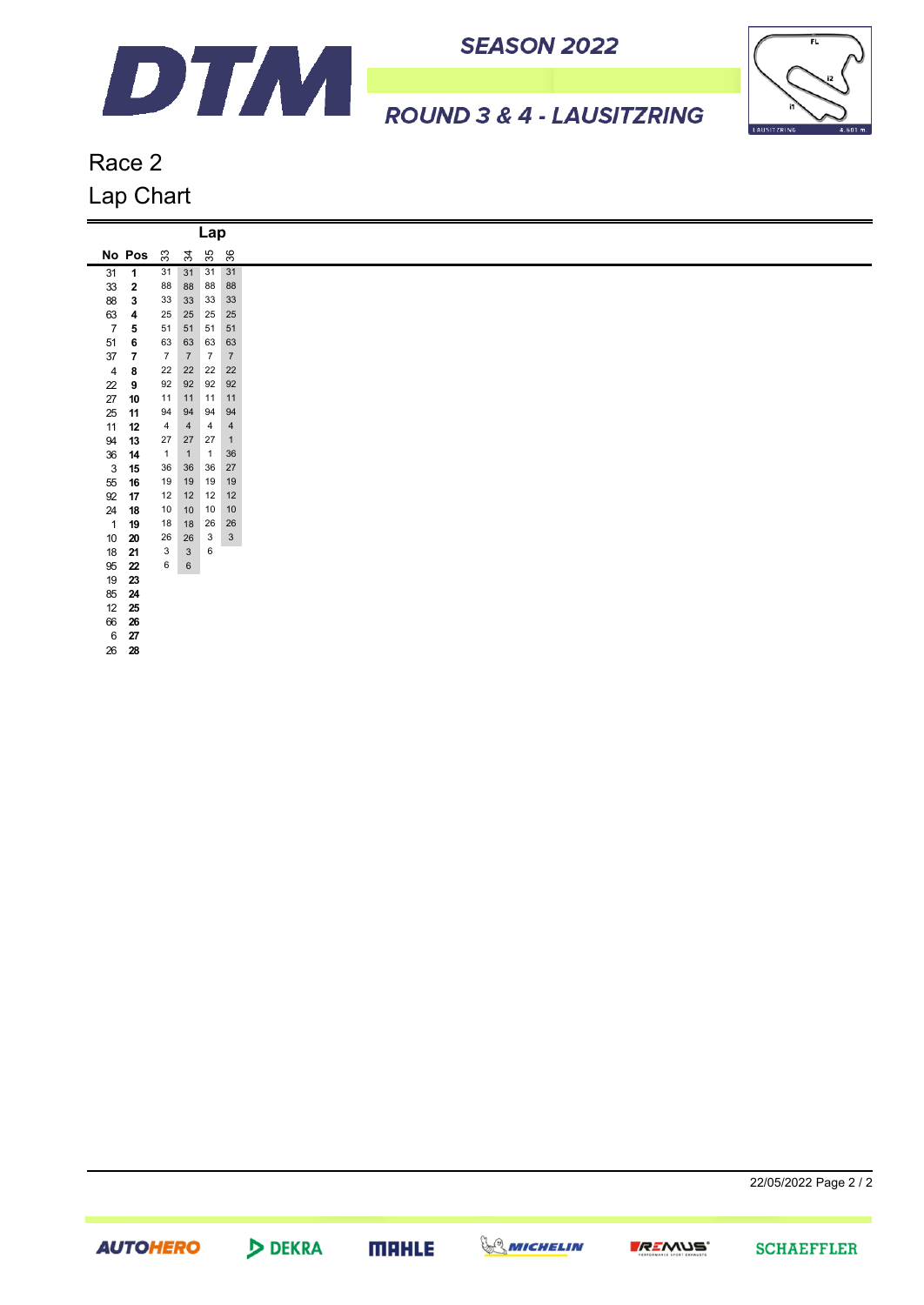# SEASON 2022

## ROUND 3 & 4 - LAUSITZRING

# Race 2
# Lap Chart

| No | Pos | 33 | 34 | 35 | 36 |
|---|---|---|---|---|---|
| 31 | **1** | 31 | 31 | 31 | 31 |
| 33 | **2** | 88 | 88 | 88 | 88 |
| 88 | **3** | 33 | 33 | 33 | 33 |
| 63 | **4** | 25 | 25 | 25 | 25 |
| 7 | **5** | 51 | 51 | 51 | 51 |
| 51 | **6** | 63 | 63 | 63 | 63 |
| 37 | **7** | 7 | 7 | 7 | 7 |
| 4 | **8** | 22 | 22 | 22 | 22 |
| 22 | **9** | 92 | 92 | 92 | 92 |
| 27 | **10** | 11 | 11 | 11 | 11 |
| 25 | **11** | 94 | 94 | 94 | 94 |
| 11 | **12** | 4 | 4 | 4 | 4 |
| 94 | **13** | 27 | 27 | 27 | 1 |
| 36 | **14** | 1 | 1 | 1 | 36 |
| 3 | **15** | 36 | 36 | 36 | 27 |
| 55 | **16** | 19 | 19 | 19 | 19 |
| 92 | **17** | 12 | 12 | 12 | 12 |
| 24 | **18** | 10 | 10 | 10 | 10 |
| 1 | **19** | 18 | 18 | 26 | 26 |
| 10 | **20** | 26 | 26 | 3 | 3 |
| 18 | **21** | 3 | 3 | 6 | |
| 95 | **22** | 6 | 6 | | |
| 19 | **23** | | | | |
| 85 | **24** | | | | |
| 12 | **25** | | | | |
| 66 | **26** | | | | |
| 6 | **27** | | | | |
| 26 | **28** | | | | |

22/05/2022